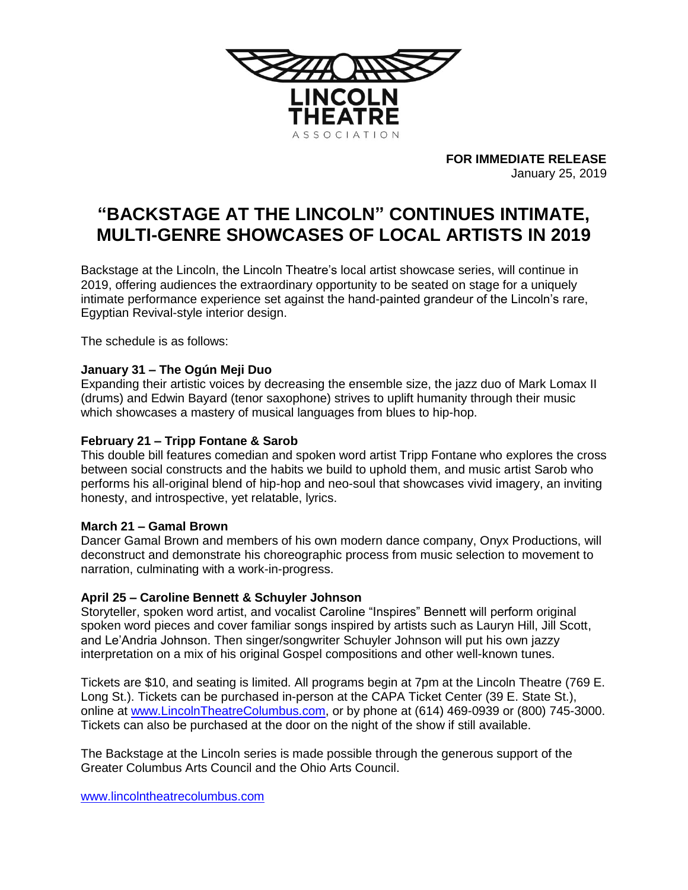LINCOLN THEATRE ASSOCIATION

**FOR IMMEDIATE RELEASE**
January 25, 2019

# "BACKSTAGE AT THE LINCOLN" CONTINUES INTIMATE, MULTI-GENRE SHOWCASES OF LOCAL ARTISTS IN 2019

Backstage at the Lincoln, the Lincoln Theatre's local artist showcase series, will continue in 2019, offering audiences the extraordinary opportunity to be seated on stage for a uniquely intimate performance experience set against the hand-painted grandeur of the Lincoln's rare, Egyptian Revival-style interior design.

The schedule is as follows:

**January 31 – The Ogún Meji Duo**
Expanding their artistic voices by decreasing the ensemble size, the jazz duo of Mark Lomax II (drums) and Edwin Bayard (tenor saxophone) strives to uplift humanity through their music which showcases a mastery of musical languages from blues to hip-hop.

**February 21 – Tripp Fontane & Sarob**
This double bill features comedian and spoken word artist Tripp Fontane who explores the cross between social constructs and the habits we build to uphold them, and music artist Sarob who performs his all-original blend of hip-hop and neo-soul that showcases vivid imagery, an inviting honesty, and introspective, yet relatable, lyrics.

**March 21 – Gamal Brown**
Dancer Gamal Brown and members of his own modern dance company, Onyx Productions, will deconstruct and demonstrate his choreographic process from music selection to movement to narration, culminating with a work-in-progress.

**April 25 – Caroline Bennett & Schuyler Johnson**
Storyteller, spoken word artist, and vocalist Caroline "Inspires" Bennett will perform original spoken word pieces and cover familiar songs inspired by artists such as Lauryn Hill, Jill Scott, and Le'Andria Johnson. Then singer/songwriter Schuyler Johnson will put his own jazzy interpretation on a mix of his original Gospel compositions and other well-known tunes.

Tickets are $10, and seating is limited. All programs begin at 7pm at the Lincoln Theatre (769 E. Long St.). Tickets can be purchased in-person at the CAPA Ticket Center (39 E. State St.), online at [www.LincolnTheatreColumbus.com](http://www.LincolnTheatreColumbus.com), or by phone at (614) 469-0939 or (800) 745-3000. Tickets can also be purchased at the door on the night of the show if still available.

The Backstage at the Lincoln series is made possible through the generous support of the Greater Columbus Arts Council and the Ohio Arts Council.

[www.lincolntheatrecolumbus.com](http://www.lincolntheatrecolumbus.com)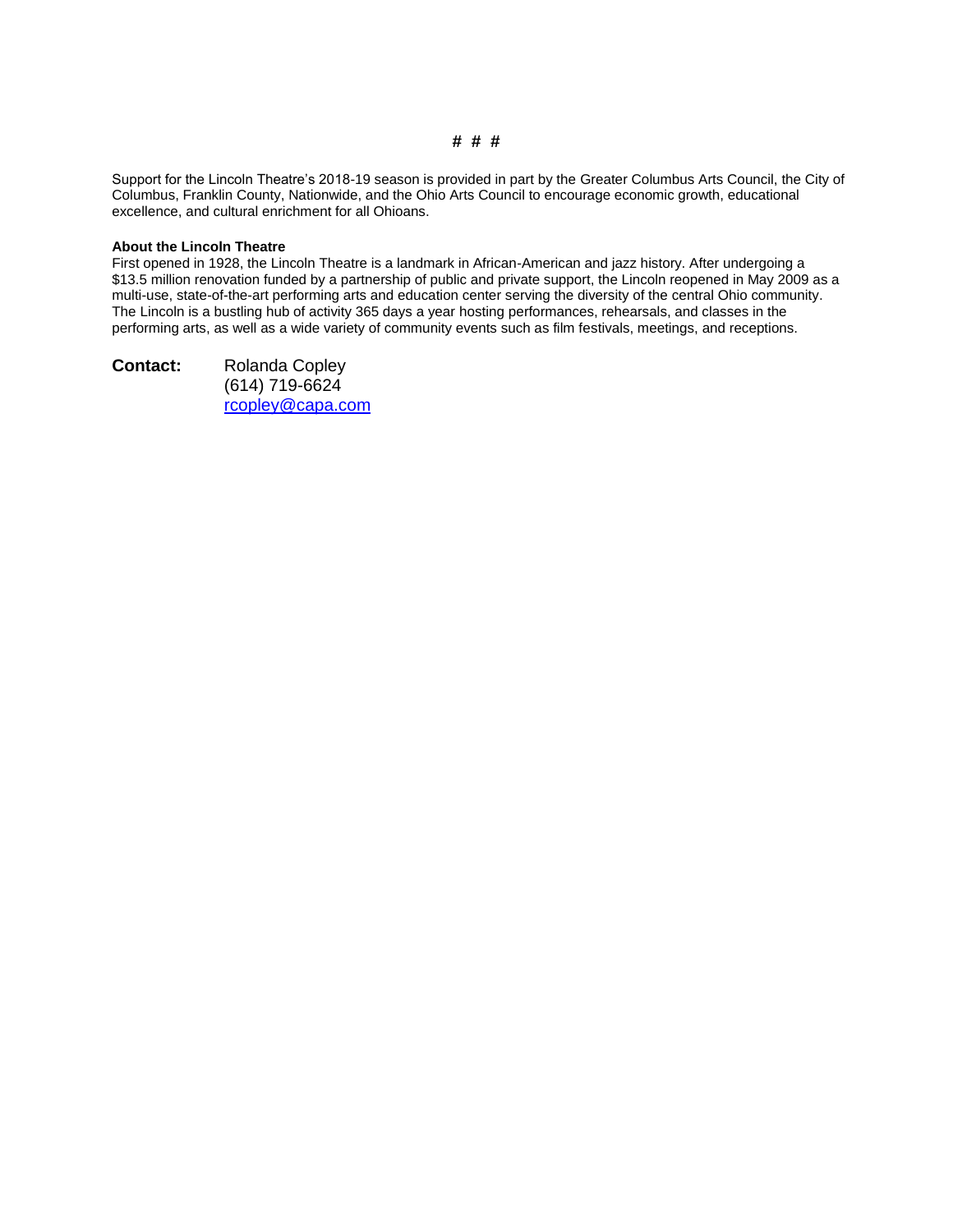# # #

Support for the Lincoln Theatre's 2018-19 season is provided in part by the Greater Columbus Arts Council, the City of Columbus, Franklin County, Nationwide, and the Ohio Arts Council to encourage economic growth, educational excellence, and cultural enrichment for all Ohioans.

**About the Lincoln Theatre**

First opened in 1928, the Lincoln Theatre is a landmark in African-American and jazz history. After undergoing a $13.5 million renovation funded by a partnership of public and private support, the Lincoln reopened in May 2009 as a multi-use, state-of-the-art performing arts and education center serving the diversity of the central Ohio community. The Lincoln is a bustling hub of activity 365 days a year hosting performances, rehearsals, and classes in the performing arts, as well as a wide variety of community events such as film festivals, meetings, and receptions.

**Contact:** Rolanda Copley
(614) 719-6624
rcopley@capa.com